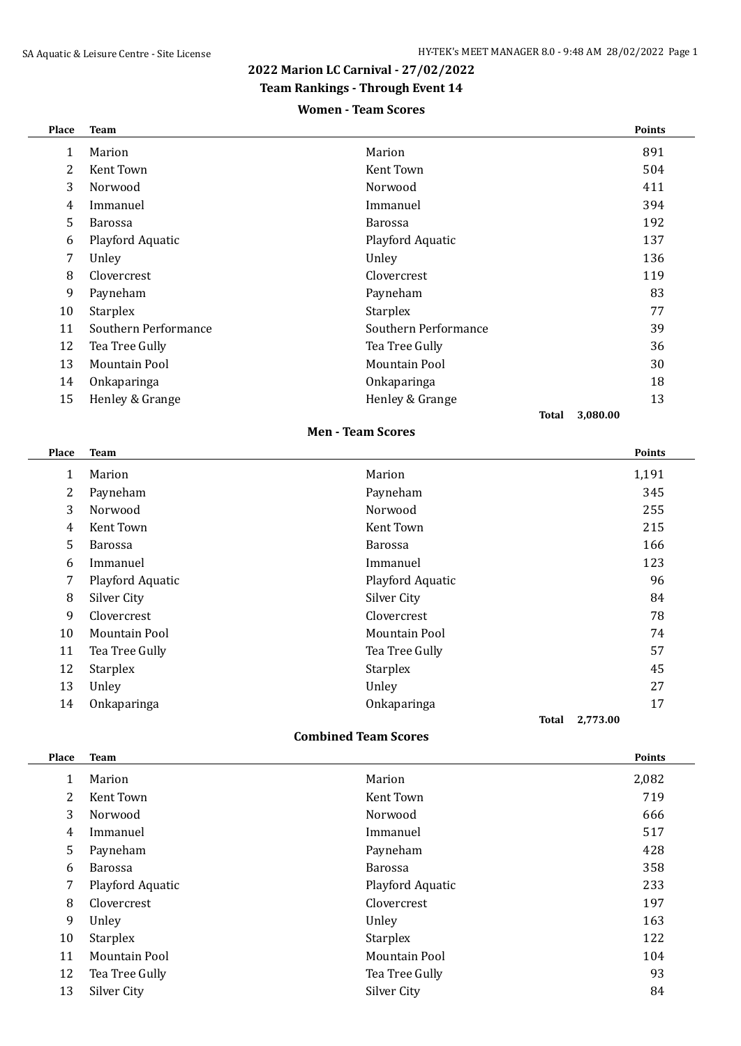## 2022 Marion LC Carnival - 27/02/2022

### Team Rankings - Through Event 14

#### Women - Team Scores

| Place | Team | | Points |
|---|---|---|---|
| 1 | Marion | Marion | 891 |
| 2 | Kent Town | Kent Town | 504 |
| 3 | Norwood | Norwood | 411 |
| 4 | Immanuel | Immanuel | 394 |
| 5 | Barossa | Barossa | 192 |
| 6 | Playford Aquatic | Playford Aquatic | 137 |
| 7 | Unley | Unley | 136 |
| 8 | Clovercrest | Clovercrest | 119 |
| 9 | Payneham | Payneham | 83 |
| 10 | Starplex | Starplex | 77 |
| 11 | Southern Performance | Southern Performance | 39 |
| 12 | Tea Tree Gully | Tea Tree Gully | 36 |
| 13 | Mountain Pool | Mountain Pool | 30 |
| 14 | Onkaparinga | Onkaparinga | 18 |
| 15 | Henley & Grange | Henley & Grange | 13 |
| | | **Total** | 3,080.00 |

#### Men - Team Scores

| Place | Team | | Points |
|---|---|---|---|
| 1 | Marion | Marion | 1,191 |
| 2 | Payneham | Payneham | 345 |
| 3 | Norwood | Norwood | 255 |
| 4 | Kent Town | Kent Town | 215 |
| 5 | Barossa | Barossa | 166 |
| 6 | Immanuel | Immanuel | 123 |
| 7 | Playford Aquatic | Playford Aquatic | 96 |
| 8 | Silver City | Silver City | 84 |
| 9 | Clovercrest | Clovercrest | 78 |
| 10 | Mountain Pool | Mountain Pool | 74 |
| 11 | Tea Tree Gully | Tea Tree Gully | 57 |
| 12 | Starplex | Starplex | 45 |
| 13 | Unley | Unley | 27 |
| 14 | Onkaparinga | Onkaparinga | 17 |
| | | **Total** | 2,773.00 |

#### Combined Team Scores

| Place | Team | | Points |
|---|---|---|---|
| 1 | Marion | Marion | 2,082 |
| 2 | Kent Town | Kent Town | 719 |
| 3 | Norwood | Norwood | 666 |
| 4 | Immanuel | Immanuel | 517 |
| 5 | Payneham | Payneham | 428 |
| 6 | Barossa | Barossa | 358 |
| 7 | Playford Aquatic | Playford Aquatic | 233 |
| 8 | Clovercrest | Clovercrest | 197 |
| 9 | Unley | Unley | 163 |
| 10 | Starplex | Starplex | 122 |
| 11 | Mountain Pool | Mountain Pool | 104 |
| 12 | Tea Tree Gully | Tea Tree Gully | 93 |
| 13 | Silver City | Silver City | 84 |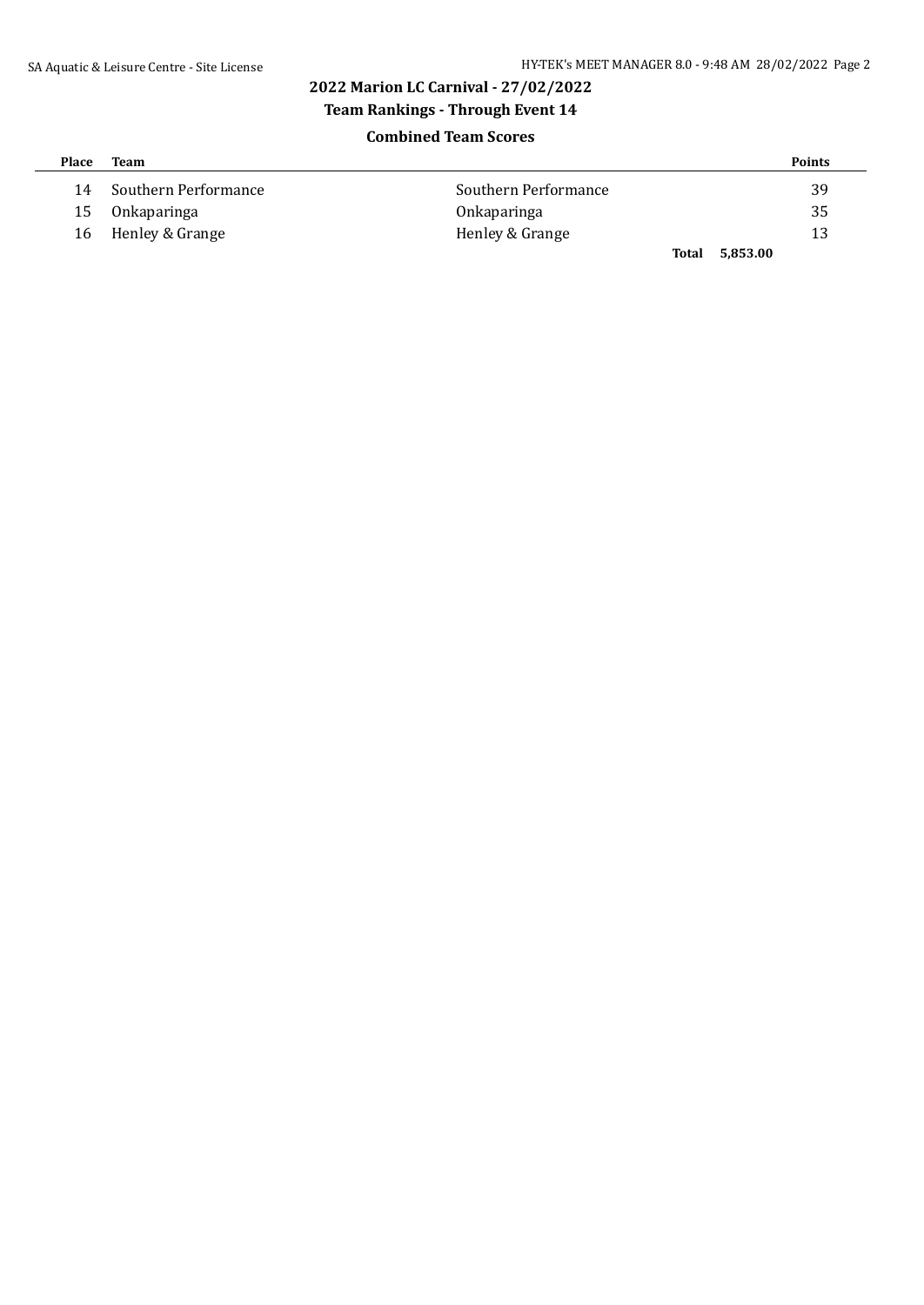## 2022 Marion LC Carnival - 27/02/2022

### Team Rankings - Through Event 14

#### Combined Team Scores

| Place | Team | | Points |
|---|---|---|---|
| 14 | Southern Performance | Southern Performance | 39 |
| 15 | Onkaparinga | Onkaparinga | 35 |
| 16 | Henley & Grange | Henley & Grange | 13 |
| | | **Total** | **5,853.00** |